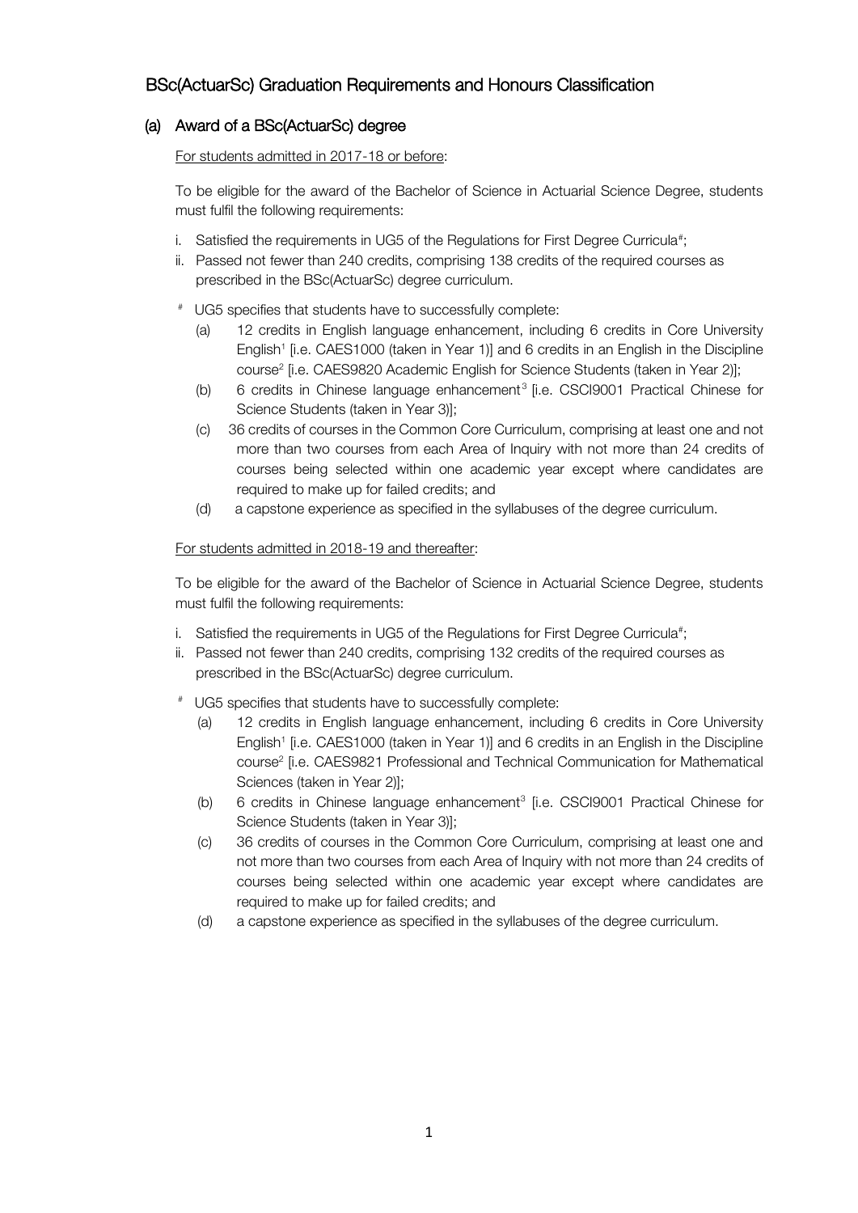## BSc(ActuarSc) Graduation Requirements and Honours Classification

### (a) Award of a BSc(ActuarSc) degree

For students admitted in 2017-18 or before:

To be eligible for the award of the Bachelor of Science in Actuarial Science Degree, students must fulfil the following requirements:

i. Satisfied the requirements in UG5 of the Regulations for First Degree Curricula[#];
ii. Passed not fewer than 240 credits, comprising 138 credits of the required courses as prescribed in the BSc(ActuarSc) degree curriculum.

[#] UG5 specifies that students have to successfully complete:

(a) 12 credits in English language enhancement, including 6 credits in Core University English[1] [i.e. CAES1000 (taken in Year 1)] and 6 credits in an English in the Discipline course[2] [i.e. CAES9820 Academic English for Science Students (taken in Year 2)];
(b) 6 credits in Chinese language enhancement[3] [i.e. CSCI9001 Practical Chinese for Science Students (taken in Year 3)];
(c) 36 credits of courses in the Common Core Curriculum, comprising at least one and not more than two courses from each Area of Inquiry with not more than 24 credits of courses being selected within one academic year except where candidates are required to make up for failed credits; and
(d) a capstone experience as specified in the syllabuses of the degree curriculum.

For students admitted in 2018-19 and thereafter:

To be eligible for the award of the Bachelor of Science in Actuarial Science Degree, students must fulfil the following requirements:

i. Satisfied the requirements in UG5 of the Regulations for First Degree Curricula[#];
ii. Passed not fewer than 240 credits, comprising 132 credits of the required courses as prescribed in the BSc(ActuarSc) degree curriculum.

[#] UG5 specifies that students have to successfully complete:

(a) 12 credits in English language enhancement, including 6 credits in Core University English[1] [i.e. CAES1000 (taken in Year 1)] and 6 credits in an English in the Discipline course[2] [i.e. CAES9821 Professional and Technical Communication for Mathematical Sciences (taken in Year 2)];
(b) 6 credits in Chinese language enhancement[3] [i.e. CSCI9001 Practical Chinese for Science Students (taken in Year 3)];
(c) 36 credits of courses in the Common Core Curriculum, comprising at least one and not more than two courses from each Area of Inquiry with not more than 24 credits of courses being selected within one academic year except where candidates are required to make up for failed credits; and
(d) a capstone experience as specified in the syllabuses of the degree curriculum.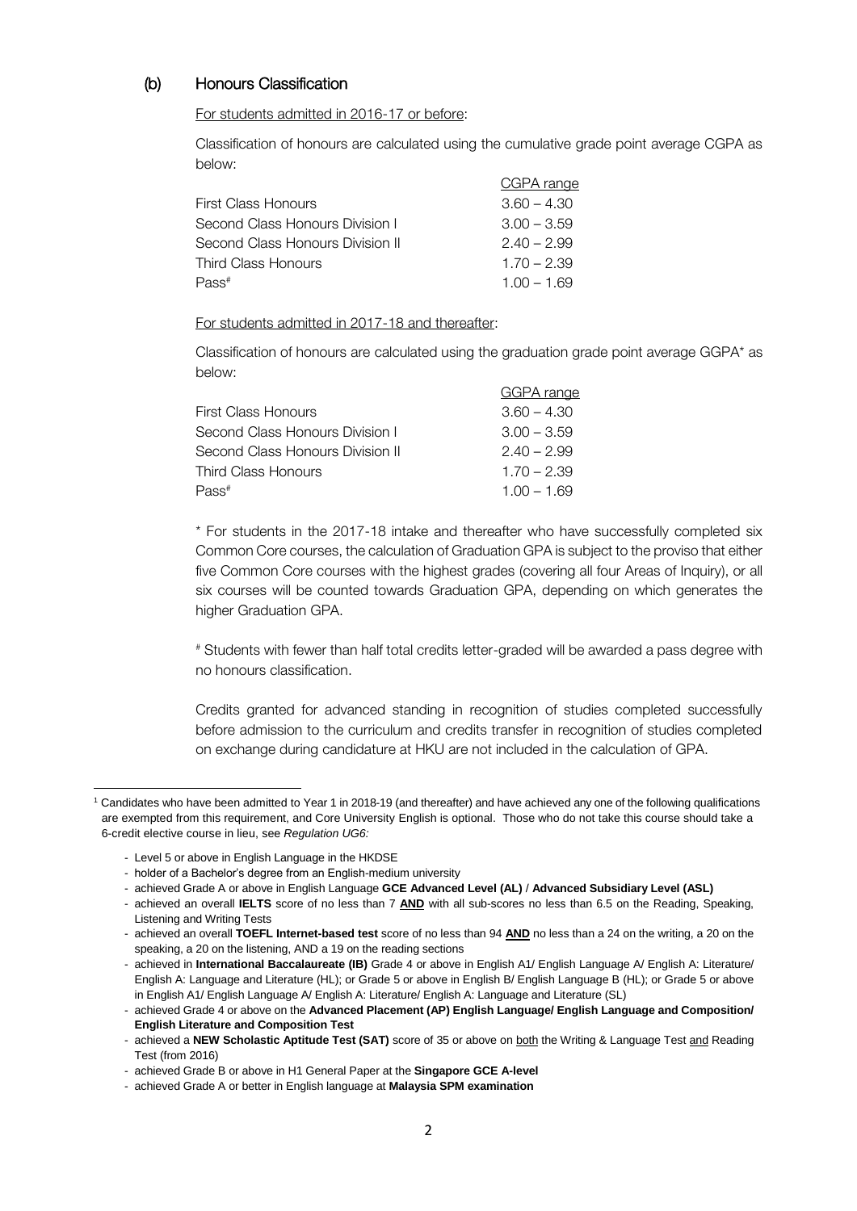### (b) Honours Classification

For students admitted in 2016-17 or before:

Classification of honours are calculated using the cumulative grade point average CGPA as below:

| | CGPA range |
|---|---|
| First Class Honours | 3.60 – 4.30 |
| Second Class Honours Division I | 3.00 – 3.59 |
| Second Class Honours Division II | 2.40 – 2.99 |
| Third Class Honours | 1.70 – 2.39 |
| Pass# | 1.00 – 1.69 |

For students admitted in 2017-18 and thereafter:

Classification of honours are calculated using the graduation grade point average GGPA* as below:

| | GGPA range |
|---|---|
| First Class Honours | 3.60 – 4.30 |
| Second Class Honours Division I | 3.00 – 3.59 |
| Second Class Honours Division II | 2.40 – 2.99 |
| Third Class Honours | 1.70 – 2.39 |
| Pass# | 1.00 – 1.69 |

* For students in the 2017-18 intake and thereafter who have successfully completed six Common Core courses, the calculation of Graduation GPA is subject to the proviso that either five Common Core courses with the highest grades (covering all four Areas of Inquiry), or all six courses will be counted towards Graduation GPA, depending on which generates the higher Graduation GPA.

# Students with fewer than half total credits letter-graded will be awarded a pass degree with no honours classification.

Credits granted for advanced standing in recognition of studies completed successfully before admission to the curriculum and credits transfer in recognition of studies completed on exchange during candidature at HKU are not included in the calculation of GPA.

---

[1] Candidates who have been admitted to Year 1 in 2018-19 (and thereafter) and have achieved any one of the following qualifications are exempted from this requirement, and Core University English is optional. Those who do not take this course should take a 6-credit elective course in lieu, see *Regulation UG6:*

- Level 5 or above in English Language in the HKDSE
- holder of a Bachelor's degree from an English-medium university
- achieved Grade A or above in English Language **GCE Advanced Level (AL)** / **Advanced Subsidiary Level (ASL)**
- achieved an overall **IELTS** score of no less than 7 **AND** with all sub-scores no less than 6.5 on the Reading, Speaking, Listening and Writing Tests
- achieved an overall **TOEFL Internet-based test** score of no less than 94 **AND** no less than a 24 on the writing, a 20 on the speaking, a 20 on the listening, AND a 19 on the reading sections
- achieved in **International Baccalaureate (IB)** Grade 4 or above in English A1/ English Language A/ English A: Literature/ English A: Language and Literature (HL); or Grade 5 or above in English B/ English Language B (HL); or Grade 5 or above in English A1/ English Language A/ English A: Literature/ English A: Language and Literature (SL)
- achieved Grade 4 or above on the **Advanced Placement (AP) English Language/ English Language and Composition/ English Literature and Composition Test**
- achieved a **NEW Scholastic Aptitude Test (SAT)** score of 35 or above on both the Writing & Language Test and Reading Test (from 2016)
- achieved Grade B or above in H1 General Paper at the **Singapore GCE A-level**
- achieved Grade A or better in English language at **Malaysia SPM examination**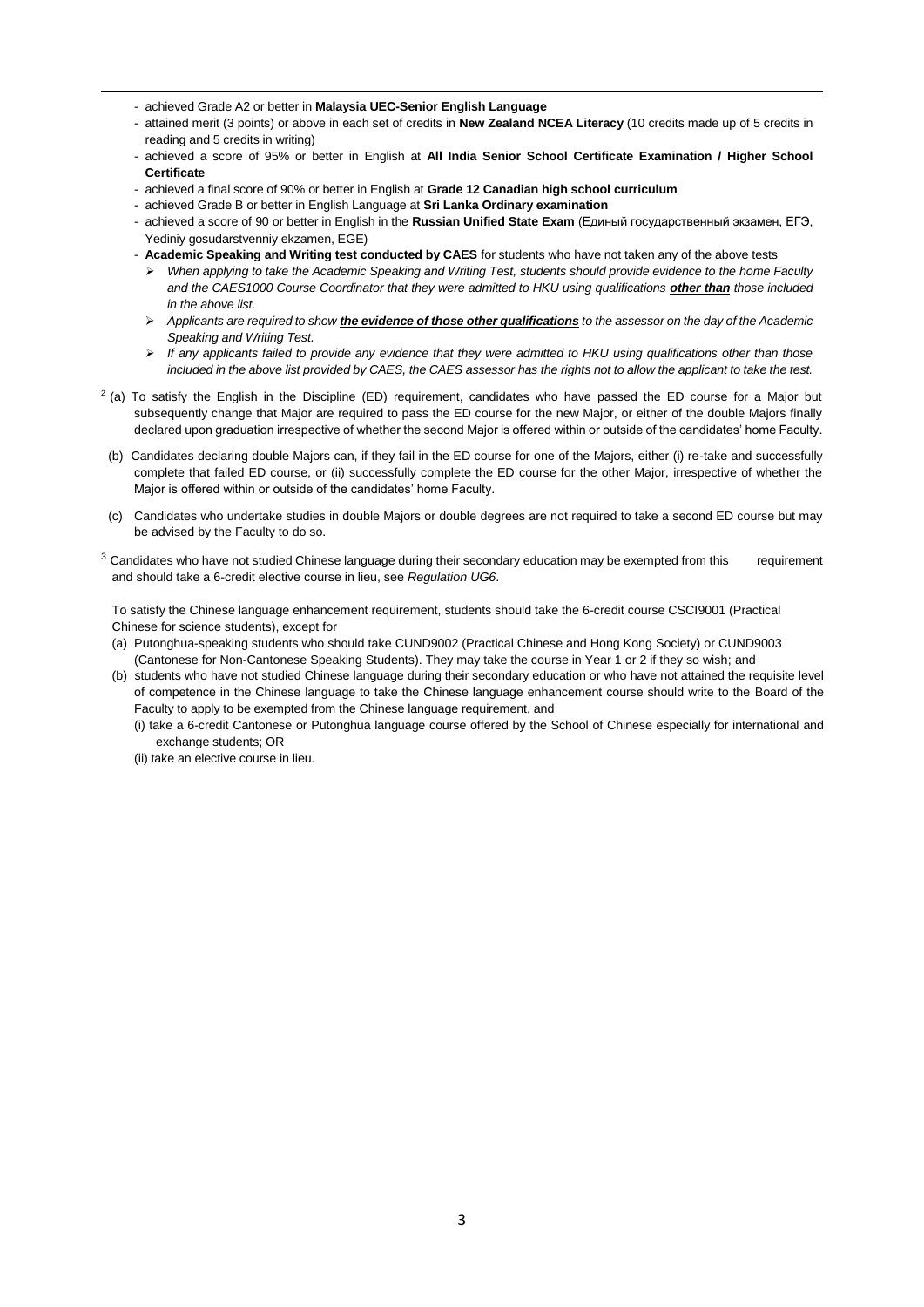- achieved Grade A2 or better in **Malaysia UEC-Senior English Language**
- attained merit (3 points) or above in each set of credits in **New Zealand NCEA Literacy** (10 credits made up of 5 credits in reading and 5 credits in writing)
- achieved a score of 95% or better in English at **All India Senior School Certificate Examination / Higher School Certificate**
- achieved a final score of 90% or better in English at **Grade 12 Canadian high school curriculum**
- achieved Grade B or better in English Language at **Sri Lanka Ordinary examination**
- achieved a score of 90 or better in English in the **Russian Unified State Exam** (Единый государственный экзамен, ЕГЭ, Yediniy gosudarstvenniy ekzamen, EGE)
- **Academic Speaking and Writing test conducted by CAES** for students who have not taken any of the above tests
  - *When applying to take the Academic Speaking and Writing Test, students should provide evidence to the home Faculty and the CAES1000 Course Coordinator that they were admitted to HKU using qualifications* ***<u>other than</u>*** *those included in the above list.*
  - *Applicants are required to show* ***<u>the evidence of those other qualifications</u>*** *to the assessor on the day of the Academic Speaking and Writing Test.*
  - *If any applicants failed to provide any evidence that they were admitted to HKU using qualifications other than those included in the above list provided by CAES, the CAES assessor has the rights not to allow the applicant to take the test.*

[2] (a) To satisfy the English in the Discipline (ED) requirement, candidates who have passed the ED course for a Major but subsequently change that Major are required to pass the ED course for the new Major, or either of the double Majors finally declared upon graduation irrespective of whether the second Major is offered within or outside of the candidates' home Faculty.

(b) Candidates declaring double Majors can, if they fail in the ED course for one of the Majors, either (i) re-take and successfully complete that failed ED course, or (ii) successfully complete the ED course for the other Major, irrespective of whether the Major is offered within or outside of the candidates' home Faculty.

(c) Candidates who undertake studies in double Majors or double degrees are not required to take a second ED course but may be advised by the Faculty to do so.

[3] Candidates who have not studied Chinese language during their secondary education may be exempted from this requirement and should take a 6-credit elective course in lieu, see *Regulation UG6*.

To satisfy the Chinese language enhancement requirement, students should take the 6-credit course CSCI9001 (Practical Chinese for science students), except for

(a) Putonghua-speaking students who should take CUND9002 (Practical Chinese and Hong Kong Society) or CUND9003 (Cantonese for Non-Cantonese Speaking Students). They may take the course in Year 1 or 2 if they so wish; and

(b) students who have not studied Chinese language during their secondary education or who have not attained the requisite level of competence in the Chinese language to take the Chinese language enhancement course should write to the Board of the Faculty to apply to be exempted from the Chinese language requirement, and

(i) take a 6-credit Cantonese or Putonghua language course offered by the School of Chinese especially for international and exchange students; OR

(ii) take an elective course in lieu.